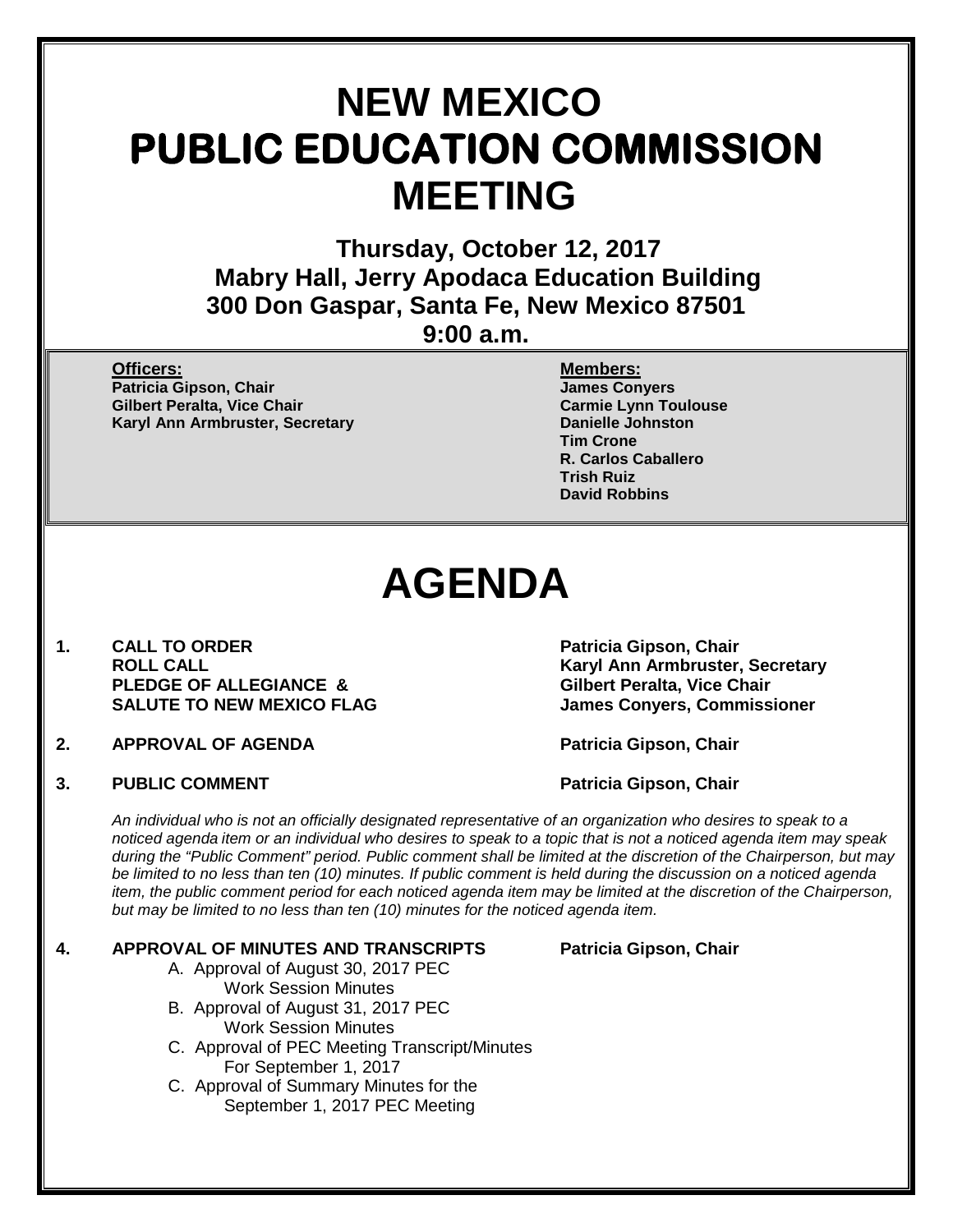# NEW MEXICO
# PUBLIC EDUCATION COMMISSION
# MEETING

**Thursday, October 12, 2017**
**Mabry Hall, Jerry Apodaca Education Building**
**300 Don Gaspar, Santa Fe, New Mexico 87501**
**9:00 a.m.**

**Officers:**
**Patricia Gipson, Chair**
**Gilbert Peralta, Vice Chair**
**Karyl Ann Armbruster, Secretary**

**Members:**
**James Conyers**
**Carmie Lynn Toulouse**
**Danielle Johnston**
**Tim Crone**
**R. Carlos Caballero**
**Trish Ruiz**
**David Robbins**

# AGENDA

**1. CALL TO ORDER** — **Patricia Gipson, Chair**
**ROLL CALL** — **Karyl Ann Armbruster, Secretary**
**PLEDGE OF ALLEGIANCE & SALUTE TO NEW MEXICO FLAG** — **Gilbert Peralta, Vice Chair; James Conyers, Commissioner**

**2. APPROVAL OF AGENDA** — **Patricia Gipson, Chair**

**3. PUBLIC COMMENT** — **Patricia Gipson, Chair**

*An individual who is not an officially designated representative of an organization who desires to speak to a noticed agenda item or an individual who desires to speak to a topic that is not a noticed agenda item may speak during the "Public Comment" period. Public comment shall be limited at the discretion of the Chairperson, but may be limited to no less than ten (10) minutes. If public comment is held during the discussion on a noticed agenda item, the public comment period for each noticed agenda item may be limited at the discretion of the Chairperson, but may be limited to no less than ten (10) minutes for the noticed agenda item.*

**4. APPROVAL OF MINUTES AND TRANSCRIPTS** — **Patricia Gipson, Chair**

A. Approval of August 30, 2017 PEC Work Session Minutes
B. Approval of August 31, 2017 PEC Work Session Minutes
C. Approval of PEC Meeting Transcript/Minutes For September 1, 2017
C. Approval of Summary Minutes for the September 1, 2017 PEC Meeting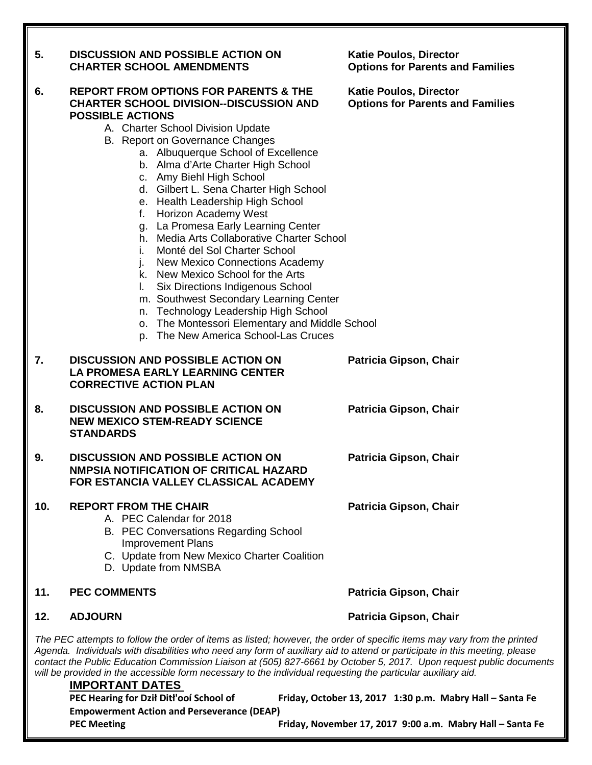**5. DISCUSSION AND POSSIBLE ACTION ON CHARTER SCHOOL AMENDMENTS** — **Katie Poulos, Director, Options for Parents and Families**

**6. REPORT FROM OPTIONS FOR PARENTS & THE CHARTER SCHOOL DIVISION--DISCUSSION AND POSSIBLE ACTIONS** — **Katie Poulos, Director, Options for Parents and Families**

- A. Charter School Division Update
- B. Report on Governance Changes
  - a. Albuquerque School of Excellence
  - b. Alma d'Arte Charter High School
  - c. Amy Biehl High School
  - d. Gilbert L. Sena Charter High School
  - e. Health Leadership High School
  - f. Horizon Academy West
  - g. La Promesa Early Learning Center
  - h. Media Arts Collaborative Charter School
  - i. Monté del Sol Charter School
  - j. New Mexico Connections Academy
  - k. New Mexico School for the Arts
  - l. Six Directions Indigenous School
  - m. Southwest Secondary Learning Center
  - n. Technology Leadership High School
  - o. The Montessori Elementary and Middle School
  - p. The New America School-Las Cruces

**7. DISCUSSION AND POSSIBLE ACTION ON LA PROMESA EARLY LEARNING CENTER CORRECTIVE ACTION PLAN** — **Patricia Gipson, Chair**

**8. DISCUSSION AND POSSIBLE ACTION ON NEW MEXICO STEM-READY SCIENCE STANDARDS** — **Patricia Gipson, Chair**

**9. DISCUSSION AND POSSIBLE ACTION ON NMPSIA NOTIFICATION OF CRITICAL HAZARD FOR ESTANCIA VALLEY CLASSICAL ACADEMY** — **Patricia Gipson, Chair**

**10. REPORT FROM THE CHAIR** — **Patricia Gipson, Chair**

- A. PEC Calendar for 2018
- B. PEC Conversations Regarding School Improvement Plans
- C. Update from New Mexico Charter Coalition
- D. Update from NMSBA

**11. PEC COMMENTS** — **Patricia Gipson, Chair**

**12. ADJOURN** — **Patricia Gipson, Chair**

*The PEC attempts to follow the order of items as listed; however, the order of specific items may vary from the printed Agenda. Individuals with disabilities who need any form of auxiliary aid to attend or participate in this meeting, please contact the Public Education Commission Liaison at (505) 827-6661 by October 5, 2017. Upon request public documents will be provided in the accessible form necessary to the individual requesting the particular auxiliary aid.*

## IMPORTANT DATES

**PEC Hearing for Dził Ditł'ooí School of Empowerment Action and Perseverance (DEAP)** — **Friday, October 13, 2017 1:30 p.m. Mabry Hall – Santa Fe**

**PEC Meeting** — **Friday, November 17, 2017 9:00 a.m. Mabry Hall – Santa Fe**